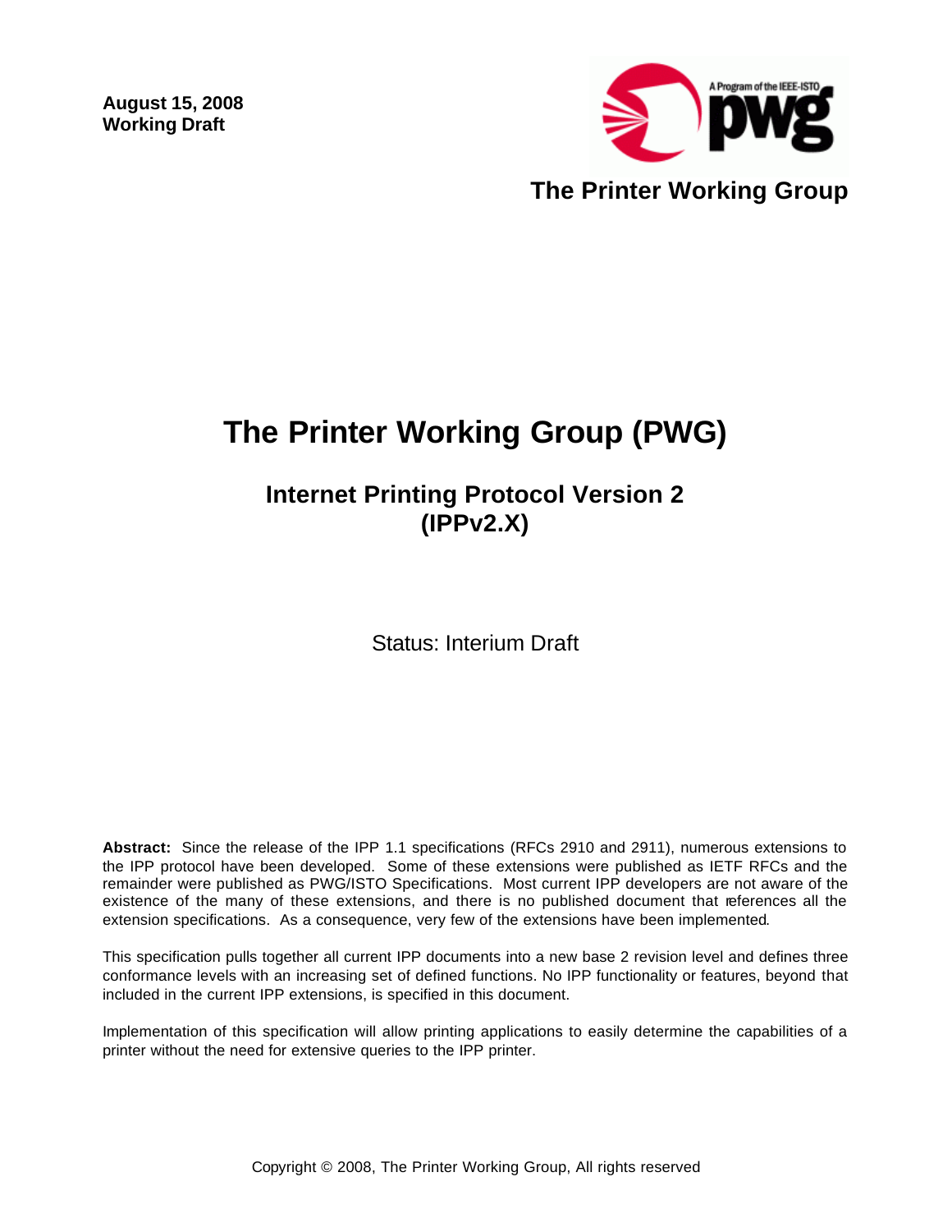**August 15, 2008**
**Working Draft**

**The Printer Working Group**

# The Printer Working Group (PWG)

## Internet Printing Protocol Version 2 (IPPv2.X)

Status: Interium Draft

**Abstract:** Since the release of the IPP 1.1 specifications (RFCs 2910 and 2911), numerous extensions to the IPP protocol have been developed. Some of these extensions were published as IETF RFCs and the remainder were published as PWG/ISTO Specifications. Most current IPP developers are not aware of the existence of the many of these extensions, and there is no published document that references all the extension specifications. As a consequence, very few of the extensions have been implemented.

This specification pulls together all current IPP documents into a new base 2 revision level and defines three conformance levels with an increasing set of defined functions. No IPP functionality or features, beyond that included in the current IPP extensions, is specified in this document.

Implementation of this specification will allow printing applications to easily determine the capabilities of a printer without the need for extensive queries to the IPP printer.

Copyright © 2008, The Printer Working Group, All rights reserved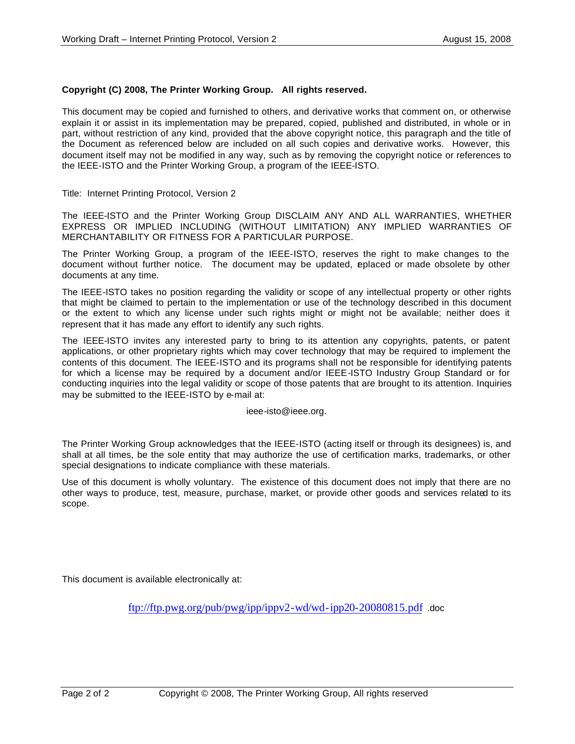**Copyright (C) 2008, The Printer Working Group. All rights reserved.**

This document may be copied and furnished to others, and derivative works that comment on, or otherwise explain it or assist in its implementation may be prepared, copied, published and distributed, in whole or in part, without restriction of any kind, provided that the above copyright notice, this paragraph and the title of the Document as referenced below are included on all such copies and derivative works. However, this document itself may not be modified in any way, such as by removing the copyright notice or references to the IEEE-ISTO and the Printer Working Group, a program of the IEEE-ISTO.

Title: Internet Printing Protocol, Version 2

The IEEE-ISTO and the Printer Working Group DISCLAIM ANY AND ALL WARRANTIES, WHETHER EXPRESS OR IMPLIED INCLUDING (WITHOUT LIMITATION) ANY IMPLIED WARRANTIES OF MERCHANTABILITY OR FITNESS FOR A PARTICULAR PURPOSE.

The Printer Working Group, a program of the IEEE-ISTO, reserves the right to make changes to the document without further notice. The document may be updated, replaced or made obsolete by other documents at any time.

The IEEE-ISTO takes no position regarding the validity or scope of any intellectual property or other rights that might be claimed to pertain to the implementation or use of the technology described in this document or the extent to which any license under such rights might or might not be available; neither does it represent that it has made any effort to identify any such rights.

The IEEE-ISTO invites any interested party to bring to its attention any copyrights, patents, or patent applications, or other proprietary rights which may cover technology that may be required to implement the contents of this document. The IEEE-ISTO and its programs shall not be responsible for identifying patents for which a license may be required by a document and/or IEEE-ISTO Industry Group Standard or for conducting inquiries into the legal validity or scope of those patents that are brought to its attention. Inquiries may be submitted to the IEEE-ISTO by e-mail at:

ieee-isto@ieee.org.

The Printer Working Group acknowledges that the IEEE-ISTO (acting itself or through its designees) is, and shall at all times, be the sole entity that may authorize the use of certification marks, trademarks, or other special designations to indicate compliance with these materials.

Use of this document is wholly voluntary. The existence of this document does not imply that there are no other ways to produce, test, measure, purchase, market, or provide other goods and services related to its scope.

This document is available electronically at:

ftp://ftp.pwg.org/pub/pwg/ipp/ippv2-wd/wd-ipp20-20080815.pdf .doc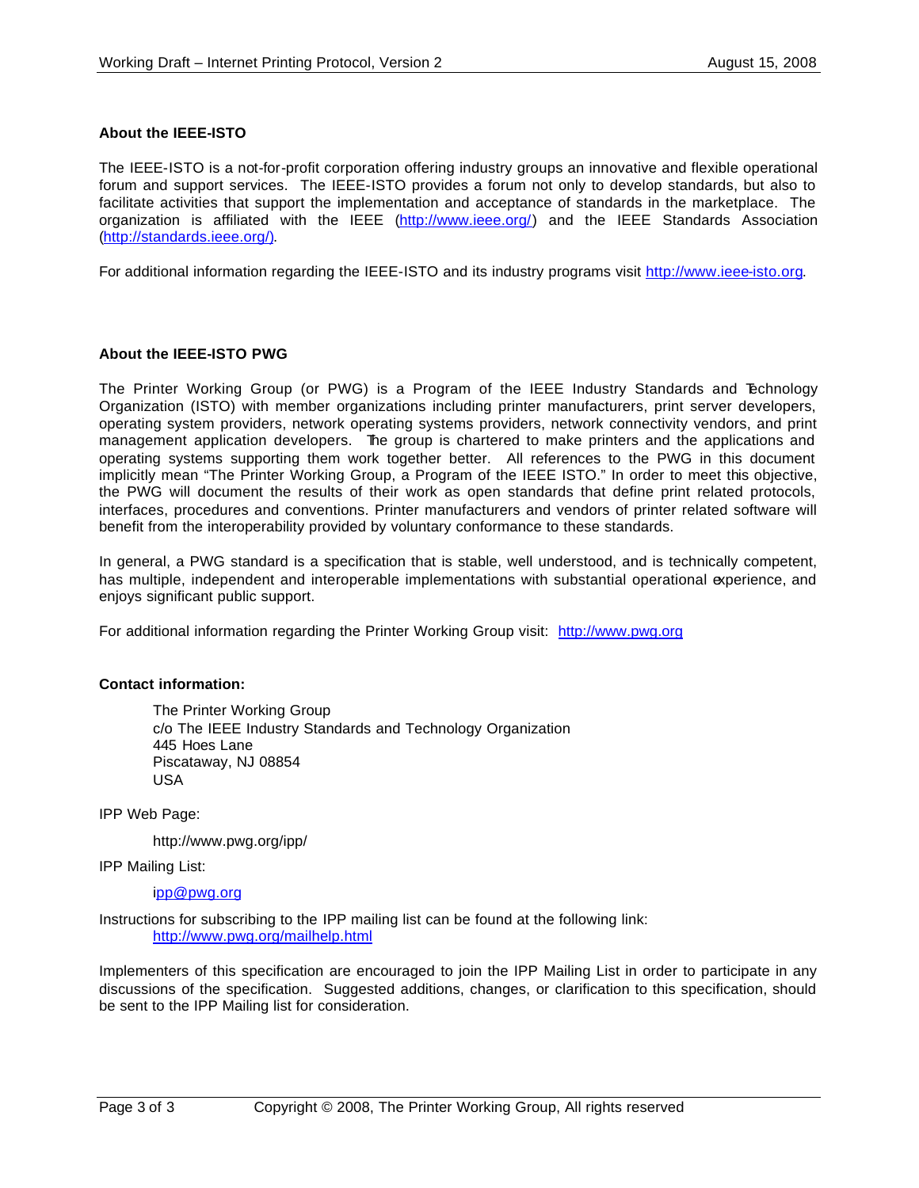**About the IEEE-ISTO**

The IEEE-ISTO is a not-for-profit corporation offering industry groups an innovative and flexible operational forum and support services. The IEEE-ISTO provides a forum not only to develop standards, but also to facilitate activities that support the implementation and acceptance of standards in the marketplace. The organization is affiliated with the IEEE (http://www.ieee.org/) and the IEEE Standards Association (http://standards.ieee.org/).

For additional information regarding the IEEE-ISTO and its industry programs visit http://www.ieee-isto.org.

**About the IEEE-ISTO PWG**

The Printer Working Group (or PWG) is a Program of the IEEE Industry Standards and Technology Organization (ISTO) with member organizations including printer manufacturers, print server developers, operating system providers, network operating systems providers, network connectivity vendors, and print management application developers. The group is chartered to make printers and the applications and operating systems supporting them work together better. All references to the PWG in this document implicitly mean "The Printer Working Group, a Program of the IEEE ISTO." In order to meet this objective, the PWG will document the results of their work as open standards that define print related protocols, interfaces, procedures and conventions. Printer manufacturers and vendors of printer related software will benefit from the interoperability provided by voluntary conformance to these standards.

In general, a PWG standard is a specification that is stable, well understood, and is technically competent, has multiple, independent and interoperable implementations with substantial operational experience, and enjoys significant public support.

For additional information regarding the Printer Working Group visit: http://www.pwg.org

**Contact information:**

The Printer Working Group
c/o The IEEE Industry Standards and Technology Organization
445 Hoes Lane
Piscataway, NJ 08854
USA

IPP Web Page:

http://www.pwg.org/ipp/

IPP Mailing List:

ipp@pwg.org

Instructions for subscribing to the IPP mailing list can be found at the following link:
http://www.pwg.org/mailhelp.html

Implementers of this specification are encouraged to join the IPP Mailing List in order to participate in any discussions of the specification. Suggested additions, changes, or clarification to this specification, should be sent to the IPP Mailing list for consideration.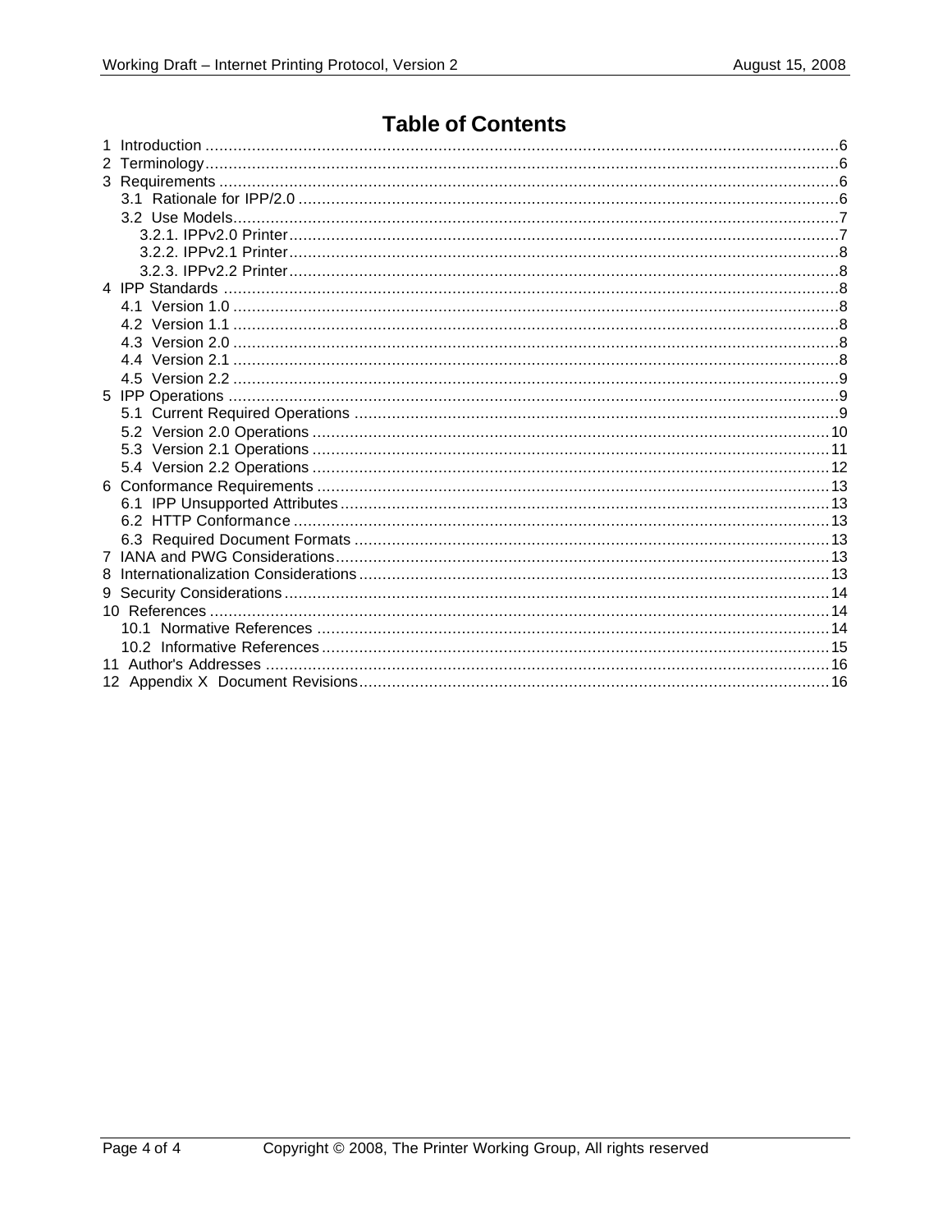# Table of Contents

1 Introduction ........................................................................................................................6
2 Terminology........................................................................................................................6
3 Requirements .....................................................................................................................6
  3.1 Rationale for IPP/2.0 ....................................................................................................6
  3.2 Use Models..................................................................................................................7
    3.2.1. IPPv2.0 Printer......................................................................................................7
    3.2.2. IPPv2.1 Printer......................................................................................................8
    3.2.3. IPPv2.2 Printer......................................................................................................8
4 IPP Standards ....................................................................................................................8
  4.1 Version 1.0 ..................................................................................................................8
  4.2 Version 1.1 ..................................................................................................................8
  4.3 Version 2.0 ..................................................................................................................8
  4.4 Version 2.1 ..................................................................................................................8
  4.5 Version 2.2 ..................................................................................................................9
5 IPP Operations ...................................................................................................................9
  5.1 Current Required Operations ........................................................................................9
  5.2 Version 2.0 Operations ...............................................................................................10
  5.3 Version 2.1 Operations ...............................................................................................11
  5.4 Version 2.2 Operations ...............................................................................................12
6 Conformance Requirements ..............................................................................................13
  6.1 IPP Unsupported Attributes .........................................................................................13
  6.2 HTTP Conformance ....................................................................................................13
  6.3 Required Document Formats ......................................................................................13
7 IANA and PWG Considerations..........................................................................................13
8 Internationalization Considerations.....................................................................................13
9 Security Considerations.....................................................................................................14
10 References ....................................................................................................................14
  10.1 Normative References ..............................................................................................14
  10.2 Informative References.............................................................................................15
11 Author's Addresses .........................................................................................................16
12 Appendix X Document Revisions.....................................................................................16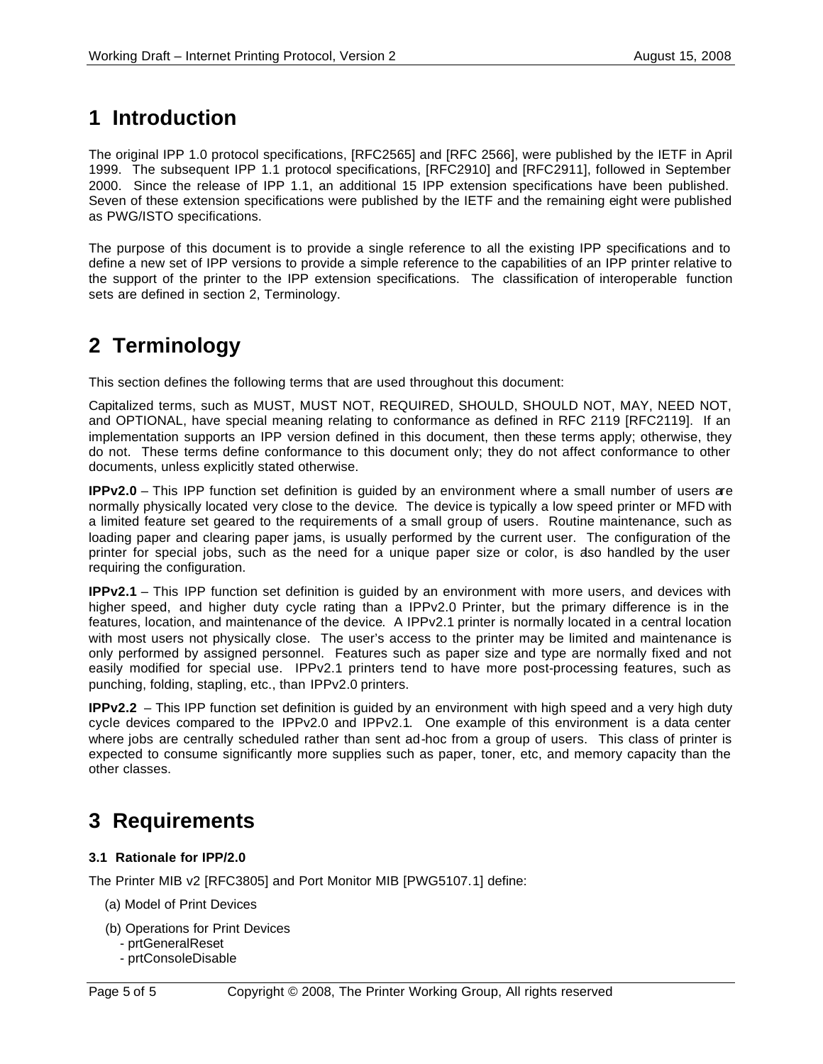# 1 Introduction

The original IPP 1.0 protocol specifications, [RFC2565] and [RFC 2566], were published by the IETF in April 1999. The subsequent IPP 1.1 protocol specifications, [RFC2910] and [RFC2911], followed in September 2000. Since the release of IPP 1.1, an additional 15 IPP extension specifications have been published. Seven of these extension specifications were published by the IETF and the remaining eight were published as PWG/ISTO specifications.

The purpose of this document is to provide a single reference to all the existing IPP specifications and to define a new set of IPP versions to provide a simple reference to the capabilities of an IPP printer relative to the support of the printer to the IPP extension specifications. The classification of interoperable function sets are defined in section 2, Terminology.

# 2 Terminology

This section defines the following terms that are used throughout this document:

Capitalized terms, such as MUST, MUST NOT, REQUIRED, SHOULD, SHOULD NOT, MAY, NEED NOT, and OPTIONAL, have special meaning relating to conformance as defined in RFC 2119 [RFC2119]. If an implementation supports an IPP version defined in this document, then these terms apply; otherwise, they do not. These terms define conformance to this document only; they do not affect conformance to other documents, unless explicitly stated otherwise.

**IPPv2.0** – This IPP function set definition is guided by an environment where a small number of users are normally physically located very close to the device. The device is typically a low speed printer or MFD with a limited feature set geared to the requirements of a small group of users. Routine maintenance, such as loading paper and clearing paper jams, is usually performed by the current user. The configuration of the printer for special jobs, such as the need for a unique paper size or color, is also handled by the user requiring the configuration.

**IPPv2.1** – This IPP function set definition is guided by an environment with more users, and devices with higher speed, and higher duty cycle rating than a IPPv2.0 Printer, but the primary difference is in the features, location, and maintenance of the device. A IPPv2.1 printer is normally located in a central location with most users not physically close. The user's access to the printer may be limited and maintenance is only performed by assigned personnel. Features such as paper size and type are normally fixed and not easily modified for special use. IPPv2.1 printers tend to have more post-processing features, such as punching, folding, stapling, etc., than IPPv2.0 printers.

**IPPv2.2** – This IPP function set definition is guided by an environment with high speed and a very high duty cycle devices compared to the IPPv2.0 and IPPv2.1. One example of this environment is a data center where jobs are centrally scheduled rather than sent ad-hoc from a group of users. This class of printer is expected to consume significantly more supplies such as paper, toner, etc, and memory capacity than the other classes.

# 3 Requirements

### 3.1 Rationale for IPP/2.0

The Printer MIB v2 [RFC3805] and Port Monitor MIB [PWG5107.1] define:

(a) Model of Print Devices

(b) Operations for Print Devices
- prtGeneralReset
- prtConsoleDisable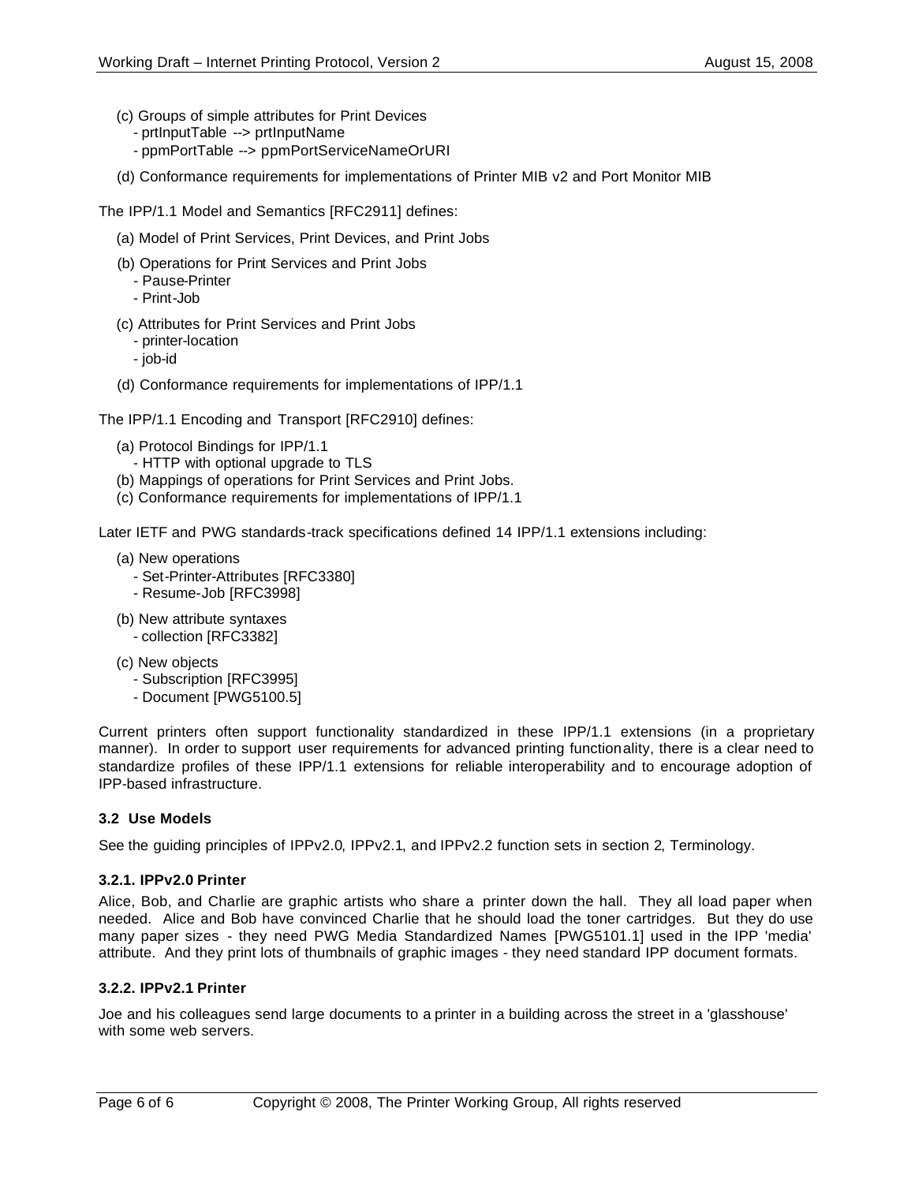(c) Groups of simple attributes for Print Devices
  - prtInputTable --> prtInputName
  - ppmPortTable --> ppmPortServiceNameOrURI

(d) Conformance requirements for implementations of Printer MIB v2 and Port Monitor MIB

The IPP/1.1 Model and Semantics [RFC2911] defines:

(a) Model of Print Services, Print Devices, and Print Jobs

(b) Operations for Print Services and Print Jobs
  - Pause-Printer
  - Print-Job

(c) Attributes for Print Services and Print Jobs
  - printer-location
  - job-id

(d) Conformance requirements for implementations of IPP/1.1

The IPP/1.1 Encoding and Transport [RFC2910] defines:

(a) Protocol Bindings for IPP/1.1
  - HTTP with optional upgrade to TLS
(b) Mappings of operations for Print Services and Print Jobs.
(c) Conformance requirements for implementations of IPP/1.1

Later IETF and PWG standards-track specifications defined 14 IPP/1.1 extensions including:

(a) New operations
  - Set-Printer-Attributes [RFC3380]
  - Resume-Job [RFC3998]

(b) New attribute syntaxes
  - collection [RFC3382]

(c) New objects
  - Subscription [RFC3995]
  - Document [PWG5100.5]

Current printers often support functionality standardized in these IPP/1.1 extensions (in a proprietary manner). In order to support user requirements for advanced printing functionality, there is a clear need to standardize profiles of these IPP/1.1 extensions for reliable interoperability and to encourage adoption of IPP-based infrastructure.

### 3.2 Use Models

See the guiding principles of IPPv2.0, IPPv2.1, and IPPv2.2 function sets in section 2, Terminology.

#### 3.2.1. IPPv2.0 Printer

Alice, Bob, and Charlie are graphic artists who share a printer down the hall. They all load paper when needed. Alice and Bob have convinced Charlie that he should load the toner cartridges. But they do use many paper sizes - they need PWG Media Standardized Names [PWG5101.1] used in the IPP 'media' attribute. And they print lots of thumbnails of graphic images - they need standard IPP document formats.

#### 3.2.2. IPPv2.1 Printer

Joe and his colleagues send large documents to a printer in a building across the street in a 'glasshouse' with some web servers.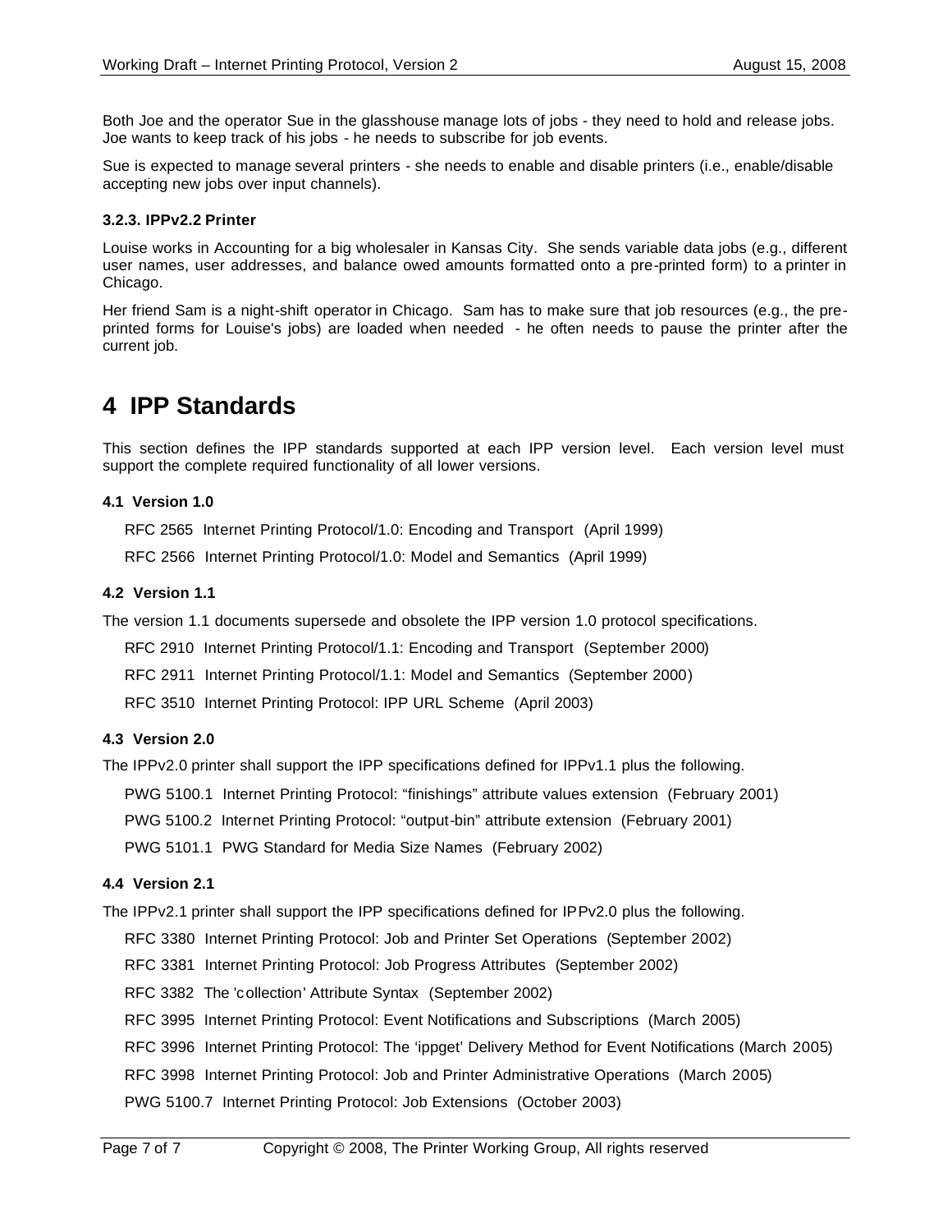Both Joe and the operator Sue in the glasshouse manage lots of jobs - they need to hold and release jobs. Joe wants to keep track of his jobs - he needs to subscribe for job events.

Sue is expected to manage several printers - she needs to enable and disable printers (i.e., enable/disable accepting new jobs over input channels).

#### 3.2.3. IPPv2.2 Printer

Louise works in Accounting for a big wholesaler in Kansas City. She sends variable data jobs (e.g., different user names, user addresses, and balance owed amounts formatted onto a pre-printed form) to a printer in Chicago.

Her friend Sam is a night-shift operator in Chicago. Sam has to make sure that job resources (e.g., the pre-printed forms for Louise's jobs) are loaded when needed - he often needs to pause the printer after the current job.

# 4 IPP Standards

This section defines the IPP standards supported at each IPP version level. Each version level must support the complete required functionality of all lower versions.

### 4.1 Version 1.0

RFC 2565 Internet Printing Protocol/1.0: Encoding and Transport (April 1999)

RFC 2566 Internet Printing Protocol/1.0: Model and Semantics (April 1999)

### 4.2 Version 1.1

The version 1.1 documents supersede and obsolete the IPP version 1.0 protocol specifications.

RFC 2910 Internet Printing Protocol/1.1: Encoding and Transport (September 2000)

RFC 2911 Internet Printing Protocol/1.1: Model and Semantics (September 2000)

RFC 3510 Internet Printing Protocol: IPP URL Scheme (April 2003)

### 4.3 Version 2.0

The IPPv2.0 printer shall support the IPP specifications defined for IPPv1.1 plus the following.

PWG 5100.1 Internet Printing Protocol: “finishings” attribute values extension (February 2001)

PWG 5100.2 Internet Printing Protocol: “output-bin” attribute extension (February 2001)

PWG 5101.1 PWG Standard for Media Size Names (February 2002)

### 4.4 Version 2.1

The IPPv2.1 printer shall support the IPP specifications defined for IPPv2.0 plus the following.

RFC 3380 Internet Printing Protocol: Job and Printer Set Operations (September 2002)

RFC 3381 Internet Printing Protocol: Job Progress Attributes (September 2002)

RFC 3382 The 'collection' Attribute Syntax (September 2002)

RFC 3995 Internet Printing Protocol: Event Notifications and Subscriptions (March 2005)

RFC 3996 Internet Printing Protocol: The ‘ippget’ Delivery Method for Event Notifications (March 2005)

RFC 3998 Internet Printing Protocol: Job and Printer Administrative Operations (March 2005)

PWG 5100.7 Internet Printing Protocol: Job Extensions (October 2003)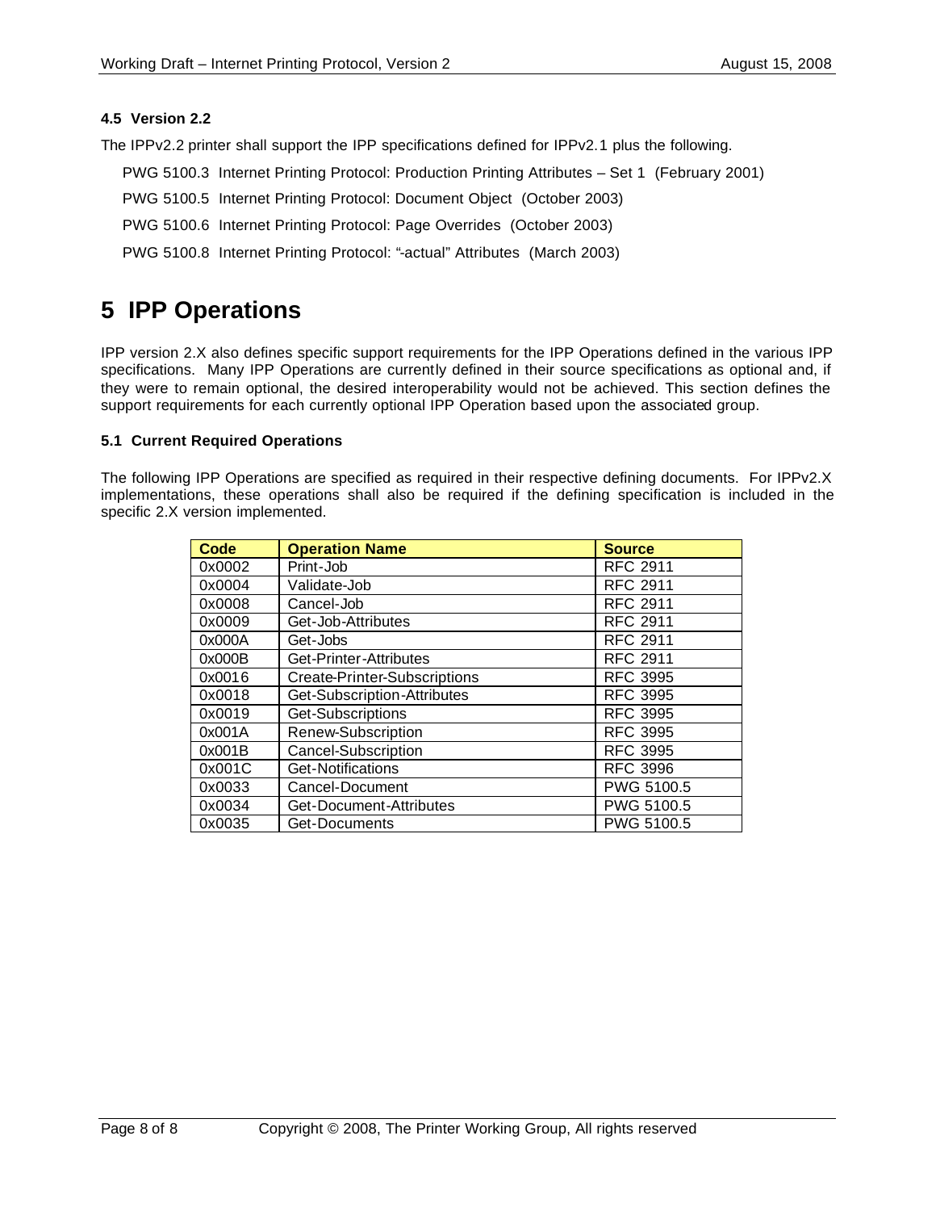### 4.5 Version 2.2

The IPPv2.2 printer shall support the IPP specifications defined for IPPv2.1 plus the following.

PWG 5100.3 Internet Printing Protocol: Production Printing Attributes – Set 1 (February 2001)

PWG 5100.5 Internet Printing Protocol: Document Object (October 2003)

PWG 5100.6 Internet Printing Protocol: Page Overrides (October 2003)

PWG 5100.8 Internet Printing Protocol: "-actual" Attributes (March 2003)

# 5 IPP Operations

IPP version 2.X also defines specific support requirements for the IPP Operations defined in the various IPP specifications. Many IPP Operations are currently defined in their source specifications as optional and, if they were to remain optional, the desired interoperability would not be achieved. This section defines the support requirements for each currently optional IPP Operation based upon the associated group.

### 5.1 Current Required Operations

The following IPP Operations are specified as required in their respective defining documents. For IPPv2.X implementations, these operations shall also be required if the defining specification is included in the specific 2.X version implemented.

| Code | Operation Name | Source |
|---|---|---|
| 0x0002 | Print-Job | RFC 2911 |
| 0x0004 | Validate-Job | RFC 2911 |
| 0x0008 | Cancel-Job | RFC 2911 |
| 0x0009 | Get-Job-Attributes | RFC 2911 |
| 0x000A | Get-Jobs | RFC 2911 |
| 0x000B | Get-Printer-Attributes | RFC 2911 |
| 0x0016 | Create-Printer-Subscriptions | RFC 3995 |
| 0x0018 | Get-Subscription-Attributes | RFC 3995 |
| 0x0019 | Get-Subscriptions | RFC 3995 |
| 0x001A | Renew-Subscription | RFC 3995 |
| 0x001B | Cancel-Subscription | RFC 3995 |
| 0x001C | Get-Notifications | RFC 3996 |
| 0x0033 | Cancel-Document | PWG 5100.5 |
| 0x0034 | Get-Document-Attributes | PWG 5100.5 |
| 0x0035 | Get-Documents | PWG 5100.5 |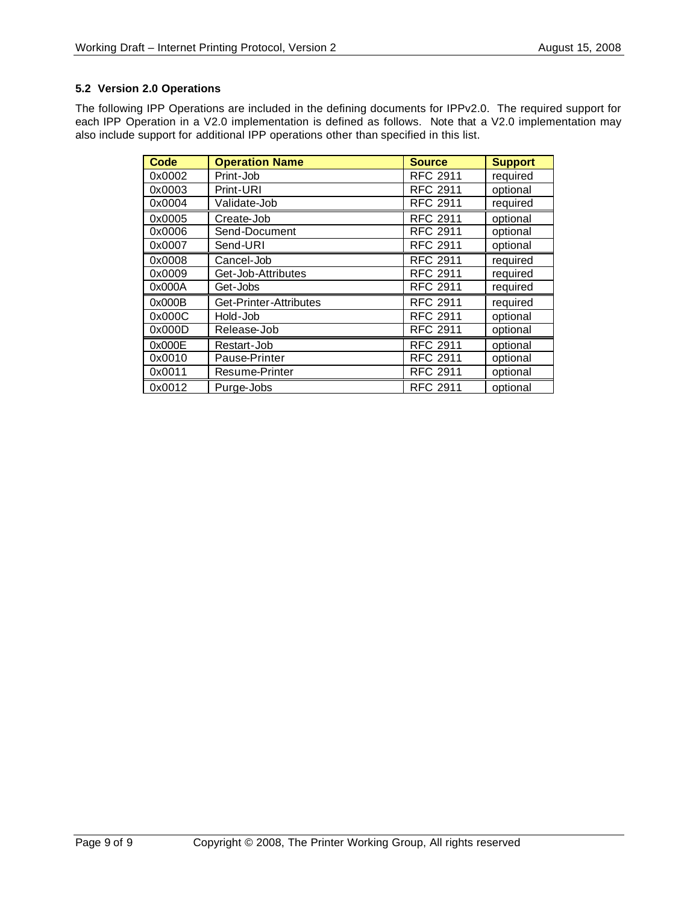### 5.2 Version 2.0 Operations

The following IPP Operations are included in the defining documents for IPPv2.0. The required support for each IPP Operation in a V2.0 implementation is defined as follows. Note that a V2.0 implementation may also include support for additional IPP operations other than specified in this list.

| Code | Operation Name | Source | Support |
|---|---|---|---|
| 0x0002 | Print-Job | RFC 2911 | required |
| 0x0003 | Print-URI | RFC 2911 | optional |
| 0x0004 | Validate-Job | RFC 2911 | required |
| 0x0005 | Create-Job | RFC 2911 | optional |
| 0x0006 | Send-Document | RFC 2911 | optional |
| 0x0007 | Send-URI | RFC 2911 | optional |
| 0x0008 | Cancel-Job | RFC 2911 | required |
| 0x0009 | Get-Job-Attributes | RFC 2911 | required |
| 0x000A | Get-Jobs | RFC 2911 | required |
| 0x000B | Get-Printer-Attributes | RFC 2911 | required |
| 0x000C | Hold-Job | RFC 2911 | optional |
| 0x000D | Release-Job | RFC 2911 | optional |
| 0x000E | Restart-Job | RFC 2911 | optional |
| 0x0010 | Pause-Printer | RFC 2911 | optional |
| 0x0011 | Resume-Printer | RFC 2911 | optional |
| 0x0012 | Purge-Jobs | RFC 2911 | optional |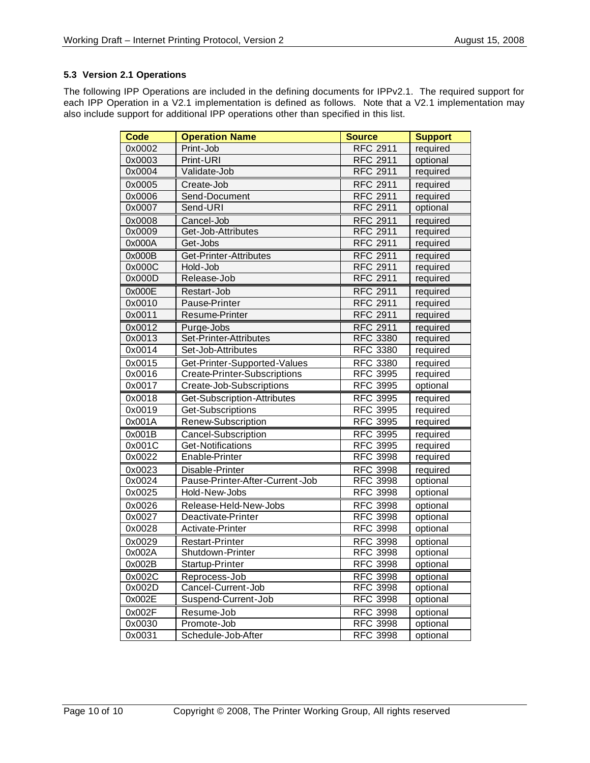### 5.3 Version 2.1 Operations

The following IPP Operations are included in the defining documents for IPPv2.1. The required support for each IPP Operation in a V2.1 implementation is defined as follows. Note that a V2.1 implementation may also include support for additional IPP operations other than specified in this list.

| Code | Operation Name | Source | Support |
|---|---|---|---|
| 0x0002 | Print-Job | RFC 2911 | required |
| 0x0003 | Print-URI | RFC 2911 | optional |
| 0x0004 | Validate-Job | RFC 2911 | required |
| 0x0005 | Create-Job | RFC 2911 | required |
| 0x0006 | Send-Document | RFC 2911 | required |
| 0x0007 | Send-URI | RFC 2911 | optional |
| 0x0008 | Cancel-Job | RFC 2911 | required |
| 0x0009 | Get-Job-Attributes | RFC 2911 | required |
| 0x000A | Get-Jobs | RFC 2911 | required |
| 0x000B | Get-Printer-Attributes | RFC 2911 | required |
| 0x000C | Hold-Job | RFC 2911 | required |
| 0x000D | Release-Job | RFC 2911 | required |
| 0x000E | Restart-Job | RFC 2911 | required |
| 0x0010 | Pause-Printer | RFC 2911 | required |
| 0x0011 | Resume-Printer | RFC 2911 | required |
| 0x0012 | Purge-Jobs | RFC 2911 | required |
| 0x0013 | Set-Printer-Attributes | RFC 3380 | required |
| 0x0014 | Set-Job-Attributes | RFC 3380 | required |
| 0x0015 | Get-Printer-Supported-Values | RFC 3380 | required |
| 0x0016 | Create-Printer-Subscriptions | RFC 3995 | required |
| 0x0017 | Create-Job-Subscriptions | RFC 3995 | optional |
| 0x0018 | Get-Subscription-Attributes | RFC 3995 | required |
| 0x0019 | Get-Subscriptions | RFC 3995 | required |
| 0x001A | Renew-Subscription | RFC 3995 | required |
| 0x001B | Cancel-Subscription | RFC 3995 | required |
| 0x001C | Get-Notifications | RFC 3995 | required |
| 0x0022 | Enable-Printer | RFC 3998 | required |
| 0x0023 | Disable-Printer | RFC 3998 | required |
| 0x0024 | Pause-Printer-After-Current-Job | RFC 3998 | optional |
| 0x0025 | Hold-New-Jobs | RFC 3998 | optional |
| 0x0026 | Release-Held-New-Jobs | RFC 3998 | optional |
| 0x0027 | Deactivate-Printer | RFC 3998 | optional |
| 0x0028 | Activate-Printer | RFC 3998 | optional |
| 0x0029 | Restart-Printer | RFC 3998 | optional |
| 0x002A | Shutdown-Printer | RFC 3998 | optional |
| 0x002B | Startup-Printer | RFC 3998 | optional |
| 0x002C | Reprocess-Job | RFC 3998 | optional |
| 0x002D | Cancel-Current-Job | RFC 3998 | optional |
| 0x002E | Suspend-Current-Job | RFC 3998 | optional |
| 0x002F | Resume-Job | RFC 3998 | optional |
| 0x0030 | Promote-Job | RFC 3998 | optional |
| 0x0031 | Schedule-Job-After | RFC 3998 | optional |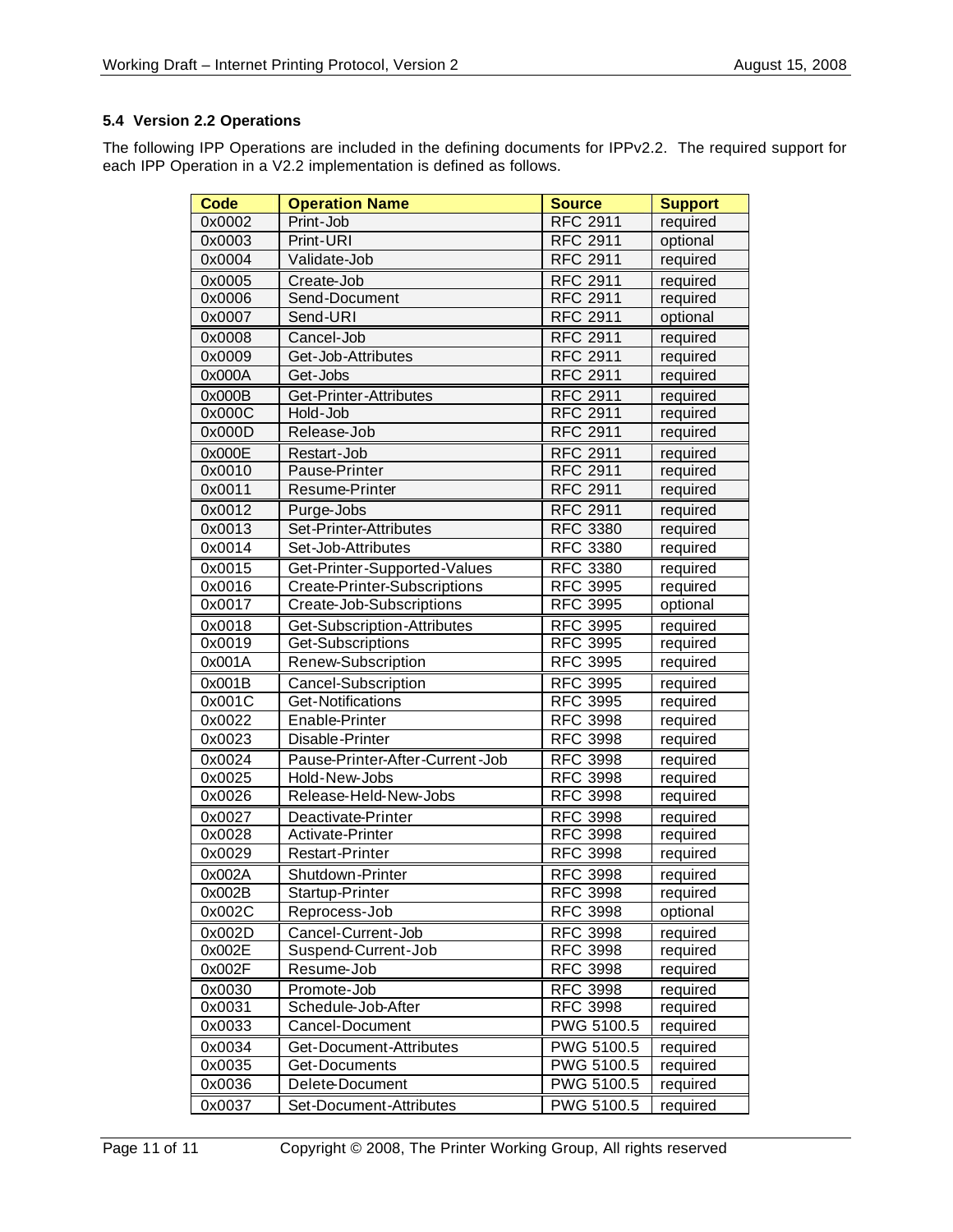### 5.4 Version 2.2 Operations

The following IPP Operations are included in the defining documents for IPPv2.2. The required support for each IPP Operation in a V2.2 implementation is defined as follows.

| Code | Operation Name | Source | Support |
|---|---|---|---|
| 0x0002 | Print-Job | RFC 2911 | required |
| 0x0003 | Print-URI | RFC 2911 | optional |
| 0x0004 | Validate-Job | RFC 2911 | required |
| 0x0005 | Create-Job | RFC 2911 | required |
| 0x0006 | Send-Document | RFC 2911 | required |
| 0x0007 | Send-URI | RFC 2911 | optional |
| 0x0008 | Cancel-Job | RFC 2911 | required |
| 0x0009 | Get-Job-Attributes | RFC 2911 | required |
| 0x000A | Get-Jobs | RFC 2911 | required |
| 0x000B | Get-Printer-Attributes | RFC 2911 | required |
| 0x000C | Hold-Job | RFC 2911 | required |
| 0x000D | Release-Job | RFC 2911 | required |
| 0x000E | Restart-Job | RFC 2911 | required |
| 0x0010 | Pause-Printer | RFC 2911 | required |
| 0x0011 | Resume-Printer | RFC 2911 | required |
| 0x0012 | Purge-Jobs | RFC 2911 | required |
| 0x0013 | Set-Printer-Attributes | RFC 3380 | required |
| 0x0014 | Set-Job-Attributes | RFC 3380 | required |
| 0x0015 | Get-Printer-Supported-Values | RFC 3380 | required |
| 0x0016 | Create-Printer-Subscriptions | RFC 3995 | required |
| 0x0017 | Create-Job-Subscriptions | RFC 3995 | optional |
| 0x0018 | Get-Subscription-Attributes | RFC 3995 | required |
| 0x0019 | Get-Subscriptions | RFC 3995 | required |
| 0x001A | Renew-Subscription | RFC 3995 | required |
| 0x001B | Cancel-Subscription | RFC 3995 | required |
| 0x001C | Get-Notifications | RFC 3995 | required |
| 0x0022 | Enable-Printer | RFC 3998 | required |
| 0x0023 | Disable-Printer | RFC 3998 | required |
| 0x0024 | Pause-Printer-After-Current-Job | RFC 3998 | required |
| 0x0025 | Hold-New-Jobs | RFC 3998 | required |
| 0x0026 | Release-Held-New-Jobs | RFC 3998 | required |
| 0x0027 | Deactivate-Printer | RFC 3998 | required |
| 0x0028 | Activate-Printer | RFC 3998 | required |
| 0x0029 | Restart-Printer | RFC 3998 | required |
| 0x002A | Shutdown-Printer | RFC 3998 | required |
| 0x002B | Startup-Printer | RFC 3998 | required |
| 0x002C | Reprocess-Job | RFC 3998 | optional |
| 0x002D | Cancel-Current-Job | RFC 3998 | required |
| 0x002E | Suspend-Current-Job | RFC 3998 | required |
| 0x002F | Resume-Job | RFC 3998 | required |
| 0x0030 | Promote-Job | RFC 3998 | required |
| 0x0031 | Schedule-Job-After | RFC 3998 | required |
| 0x0033 | Cancel-Document | PWG 5100.5 | required |
| 0x0034 | Get-Document-Attributes | PWG 5100.5 | required |
| 0x0035 | Get-Documents | PWG 5100.5 | required |
| 0x0036 | Delete-Document | PWG 5100.5 | required |
| 0x0037 | Set-Document-Attributes | PWG 5100.5 | required |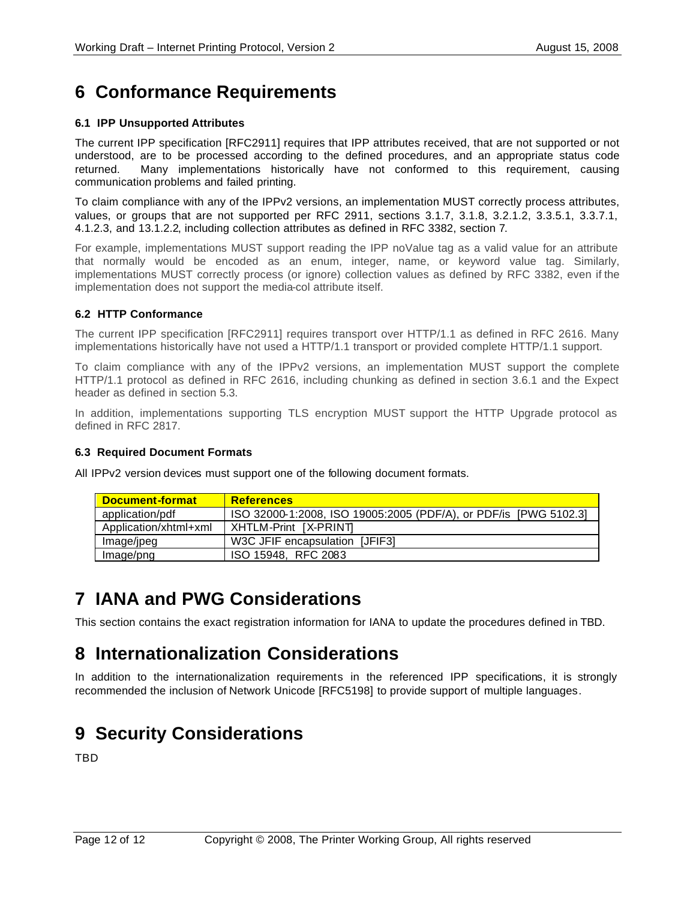# 6 Conformance Requirements

### 6.1 IPP Unsupported Attributes

The current IPP specification [RFC2911] requires that IPP attributes received, that are not supported or not understood, are to be processed according to the defined procedures, and an appropriate status code returned. Many implementations historically have not conformed to this requirement, causing communication problems and failed printing.

To claim compliance with any of the IPPv2 versions, an implementation MUST correctly process attributes, values, or groups that are not supported per RFC 2911, sections 3.1.7, 3.1.8, 3.2.1.2, 3.3.5.1, 3.3.7.1, 4.1.2.3, and 13.1.2.2, including collection attributes as defined in RFC 3382, section 7.

For example, implementations MUST support reading the IPP noValue tag as a valid value for an attribute that normally would be encoded as an enum, integer, name, or keyword value tag. Similarly, implementations MUST correctly process (or ignore) collection values as defined by RFC 3382, even if the implementation does not support the media-col attribute itself.

### 6.2 HTTP Conformance

The current IPP specification [RFC2911] requires transport over HTTP/1.1 as defined in RFC 2616. Many implementations historically have not used a HTTP/1.1 transport or provided complete HTTP/1.1 support.

To claim compliance with any of the IPPv2 versions, an implementation MUST support the complete HTTP/1.1 protocol as defined in RFC 2616, including chunking as defined in section 3.6.1 and the Expect header as defined in section 5.3.

In addition, implementations supporting TLS encryption MUST support the HTTP Upgrade protocol as defined in RFC 2817.

### 6.3 Required Document Formats

All IPPv2 version devices must support one of the following document formats.

| Document-format | References |
|---|---|
| application/pdf | ISO 32000-1:2008, ISO 19005:2005 (PDF/A), or PDF/is [PWG 5102.3] |
| Application/xhtml+xml | XHTLM-Print [X-PRINT] |
| Image/jpeg | W3C JFIF encapsulation [JFIF3] |
| Image/png | ISO 15948, RFC 2083 |

# 7 IANA and PWG Considerations

This section contains the exact registration information for IANA to update the procedures defined in TBD.

# 8 Internationalization Considerations

In addition to the internationalization requirements in the referenced IPP specifications, it is strongly recommended the inclusion of Network Unicode [RFC5198] to provide support of multiple languages.

# 9 Security Considerations

TBD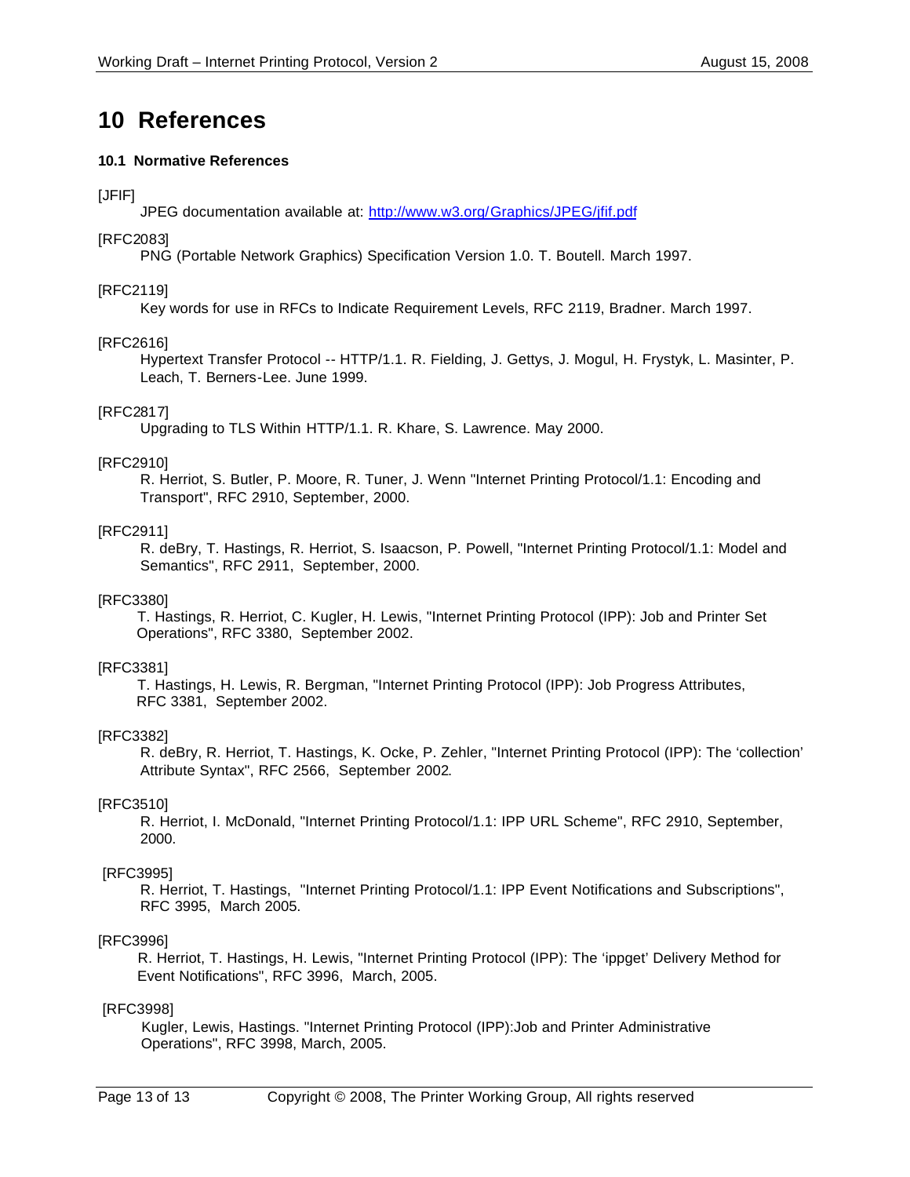# 10 References

### 10.1 Normative References

[JFIF]
JPEG documentation available at: http://www.w3.org/Graphics/JPEG/jfif.pdf

[RFC2083]
PNG (Portable Network Graphics) Specification Version 1.0. T. Boutell. March 1997.

[RFC2119]
Key words for use in RFCs to Indicate Requirement Levels, RFC 2119, Bradner. March 1997.

[RFC2616]
Hypertext Transfer Protocol -- HTTP/1.1. R. Fielding, J. Gettys, J. Mogul, H. Frystyk, L. Masinter, P. Leach, T. Berners-Lee. June 1999.

[RFC2817]
Upgrading to TLS Within HTTP/1.1. R. Khare, S. Lawrence. May 2000.

[RFC2910]
R. Herriot, S. Butler, P. Moore, R. Tuner, J. Wenn "Internet Printing Protocol/1.1: Encoding and Transport", RFC 2910, September, 2000.

[RFC2911]
R. deBry, T. Hastings, R. Herriot, S. Isaacson, P. Powell, "Internet Printing Protocol/1.1: Model and Semantics", RFC 2911, September, 2000.

[RFC3380]
T. Hastings, R. Herriot, C. Kugler, H. Lewis, "Internet Printing Protocol (IPP): Job and Printer Set Operations", RFC 3380, September 2002.

[RFC3381]
T. Hastings, H. Lewis, R. Bergman, "Internet Printing Protocol (IPP): Job Progress Attributes, RFC 3381, September 2002.

[RFC3382]
R. deBry, R. Herriot, T. Hastings, K. Ocke, P. Zehler, "Internet Printing Protocol (IPP): The 'collection' Attribute Syntax", RFC 2566, September 2002.

[RFC3510]
R. Herriot, I. McDonald, "Internet Printing Protocol/1.1: IPP URL Scheme", RFC 2910, September, 2000.

[RFC3995]
R. Herriot, T. Hastings, "Internet Printing Protocol/1.1: IPP Event Notifications and Subscriptions", RFC 3995, March 2005.

[RFC3996]
R. Herriot, T. Hastings, H. Lewis, "Internet Printing Protocol (IPP): The 'ippget' Delivery Method for Event Notifications", RFC 3996, March, 2005.

[RFC3998]
Kugler, Lewis, Hastings. "Internet Printing Protocol (IPP):Job and Printer Administrative Operations", RFC 3998, March, 2005.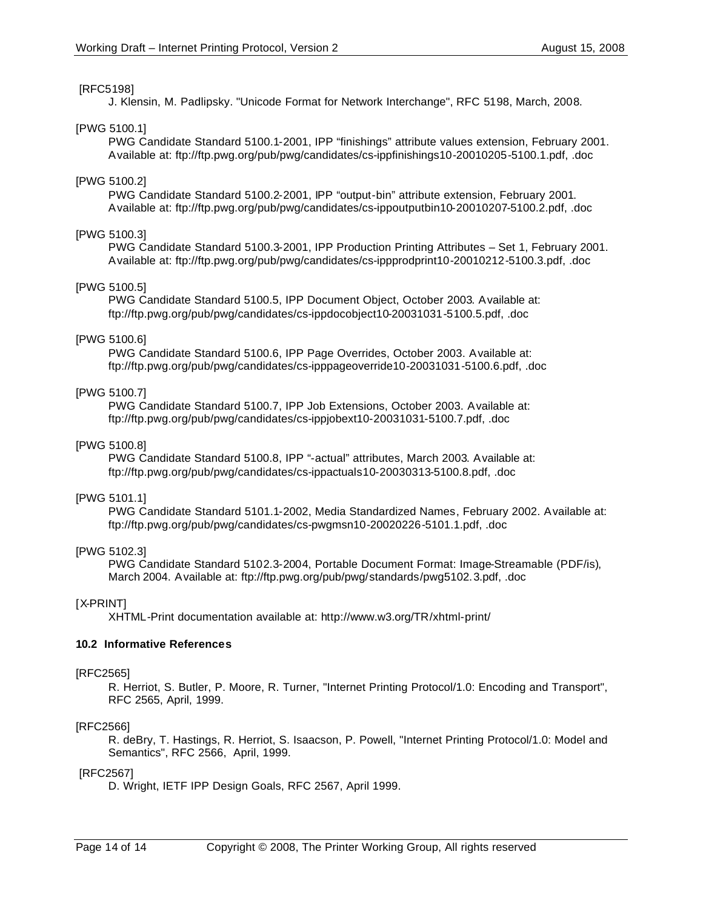[RFC5198]

J. Klensin, M. Padlipsky. "Unicode Format for Network Interchange", RFC 5198, March, 2008.

[PWG 5100.1]

PWG Candidate Standard 5100.1-2001, IPP “finishings” attribute values extension, February 2001. Available at: ftp://ftp.pwg.org/pub/pwg/candidates/cs-ippfinishings10-20010205-5100.1.pdf, .doc

[PWG 5100.2]

PWG Candidate Standard 5100.2-2001, IPP “output-bin” attribute extension, February 2001. Available at: ftp://ftp.pwg.org/pub/pwg/candidates/cs-ippoutputbin10-20010207-5100.2.pdf, .doc

[PWG 5100.3]

PWG Candidate Standard 5100.3-2001, IPP Production Printing Attributes – Set 1, February 2001. Available at: ftp://ftp.pwg.org/pub/pwg/candidates/cs-ippprodprint10-20010212-5100.3.pdf, .doc

[PWG 5100.5]

PWG Candidate Standard 5100.5, IPP Document Object, October 2003. Available at: ftp://ftp.pwg.org/pub/pwg/candidates/cs-ippdocobject10-20031031-5100.5.pdf, .doc

[PWG 5100.6]

PWG Candidate Standard 5100.6, IPP Page Overrides, October 2003. Available at: ftp://ftp.pwg.org/pub/pwg/candidates/cs-ipppageoverride10-20031031-5100.6.pdf, .doc

[PWG 5100.7]

PWG Candidate Standard 5100.7, IPP Job Extensions, October 2003. Available at: ftp://ftp.pwg.org/pub/pwg/candidates/cs-ippjobext10-20031031-5100.7.pdf, .doc

[PWG 5100.8]

PWG Candidate Standard 5100.8, IPP “-actual” attributes, March 2003. Available at: ftp://ftp.pwg.org/pub/pwg/candidates/cs-ippactuals10-20030313-5100.8.pdf, .doc

[PWG 5101.1]

PWG Candidate Standard 5101.1-2002, Media Standardized Names, February 2002. Available at: ftp://ftp.pwg.org/pub/pwg/candidates/cs-pwgmsn10-20020226-5101.1.pdf, .doc

[PWG 5102.3]

PWG Candidate Standard 5102.3-2004, Portable Document Format: Image-Streamable (PDF/is), March 2004. Available at: ftp://ftp.pwg.org/pub/pwg/standards/pwg5102.3.pdf, .doc

[X-PRINT]

XHTML-Print documentation available at: http://www.w3.org/TR/xhtml-print/

### 10.2 Informative References

[RFC2565]

R. Herriot, S. Butler, P. Moore, R. Turner, "Internet Printing Protocol/1.0: Encoding and Transport", RFC 2565, April, 1999.

[RFC2566]

R. deBry, T. Hastings, R. Herriot, S. Isaacson, P. Powell, "Internet Printing Protocol/1.0: Model and Semantics", RFC 2566, April, 1999.

[RFC2567]

D. Wright, IETF IPP Design Goals, RFC 2567, April 1999.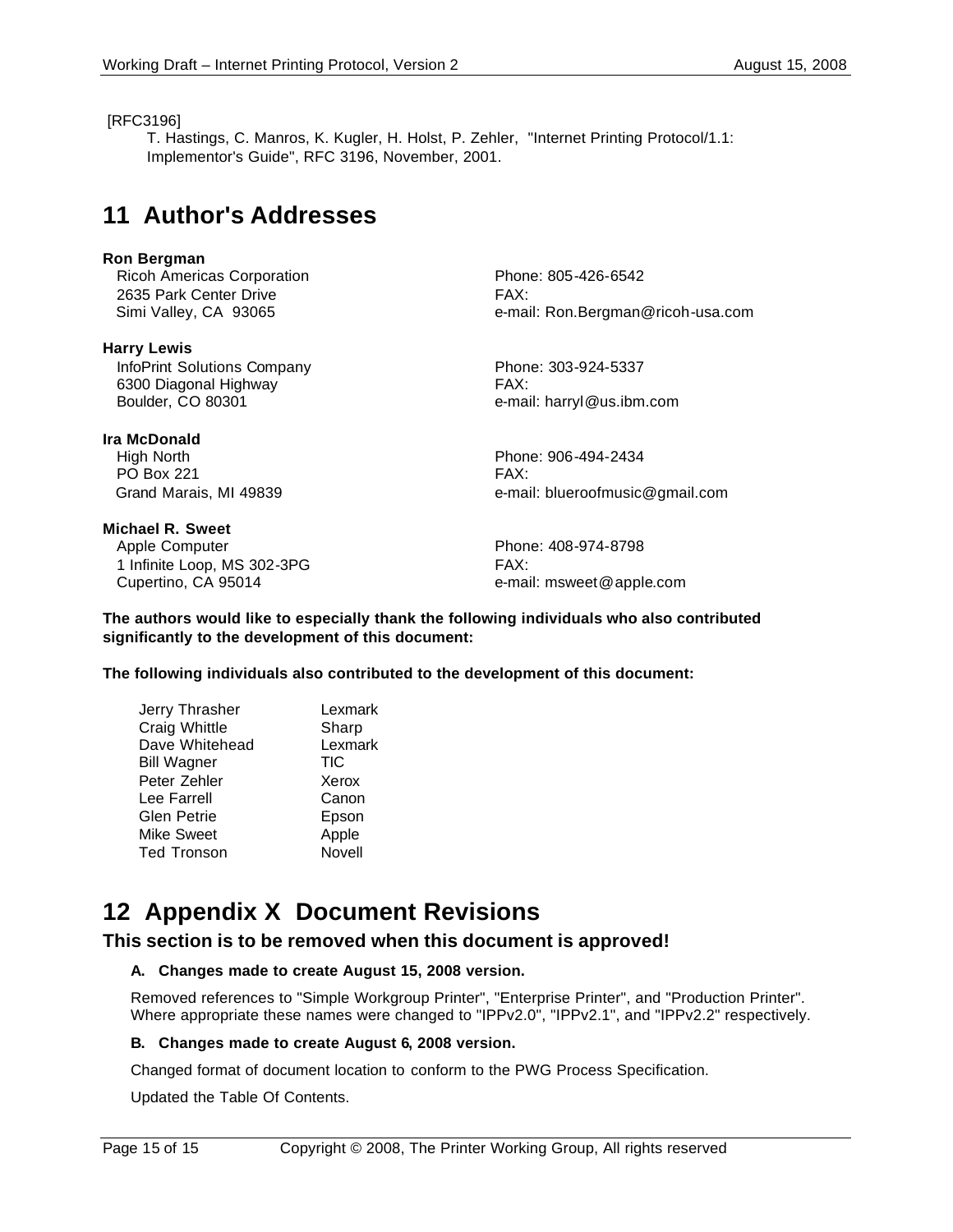[RFC3196]

T. Hastings, C. Manros, K. Kugler, H. Holst, P. Zehler, "Internet Printing Protocol/1.1: Implementor's Guide", RFC 3196, November, 2001.

# 11 Author's Addresses

**Ron Bergman**
Ricoh Americas Corporation
2635 Park Center Drive
Simi Valley, CA 93065
Phone: 805-426-6542
FAX:
e-mail: Ron.Bergman@ricoh-usa.com

**Harry Lewis**
InfoPrint Solutions Company
6300 Diagonal Highway
Boulder, CO 80301
Phone: 303-924-5337
FAX:
e-mail: harryl@us.ibm.com

**Ira McDonald**
High North
PO Box 221
Grand Marais, MI 49839
Phone: 906-494-2434
FAX:
e-mail: blueroofmusic@gmail.com

**Michael R. Sweet**
Apple Computer
1 Infinite Loop, MS 302-3PG
Cupertino, CA 95014
Phone: 408-974-8798
FAX:
e-mail: msweet@apple.com

**The authors would like to especially thank the following individuals who also contributed significantly to the development of this document:**

**The following individuals also contributed to the development of this document:**

| | |
|---|---|
| Jerry Thrasher | Lexmark |
| Craig Whittle | Sharp |
| Dave Whitehead | Lexmark |
| Bill Wagner | TIC |
| Peter Zehler | Xerox |
| Lee Farrell | Canon |
| Glen Petrie | Epson |
| Mike Sweet | Apple |
| Ted Tronson | Novell |

# 12 Appendix X Document Revisions

## This section is to be removed when this document is approved!

### A. Changes made to create August 15, 2008 version.

Removed references to "Simple Workgroup Printer", "Enterprise Printer", and "Production Printer". Where appropriate these names were changed to "IPPv2.0", "IPPv2.1", and "IPPv2.2" respectively.

### B. Changes made to create August 6, 2008 version.

Changed format of document location to conform to the PWG Process Specification.

Updated the Table Of Contents.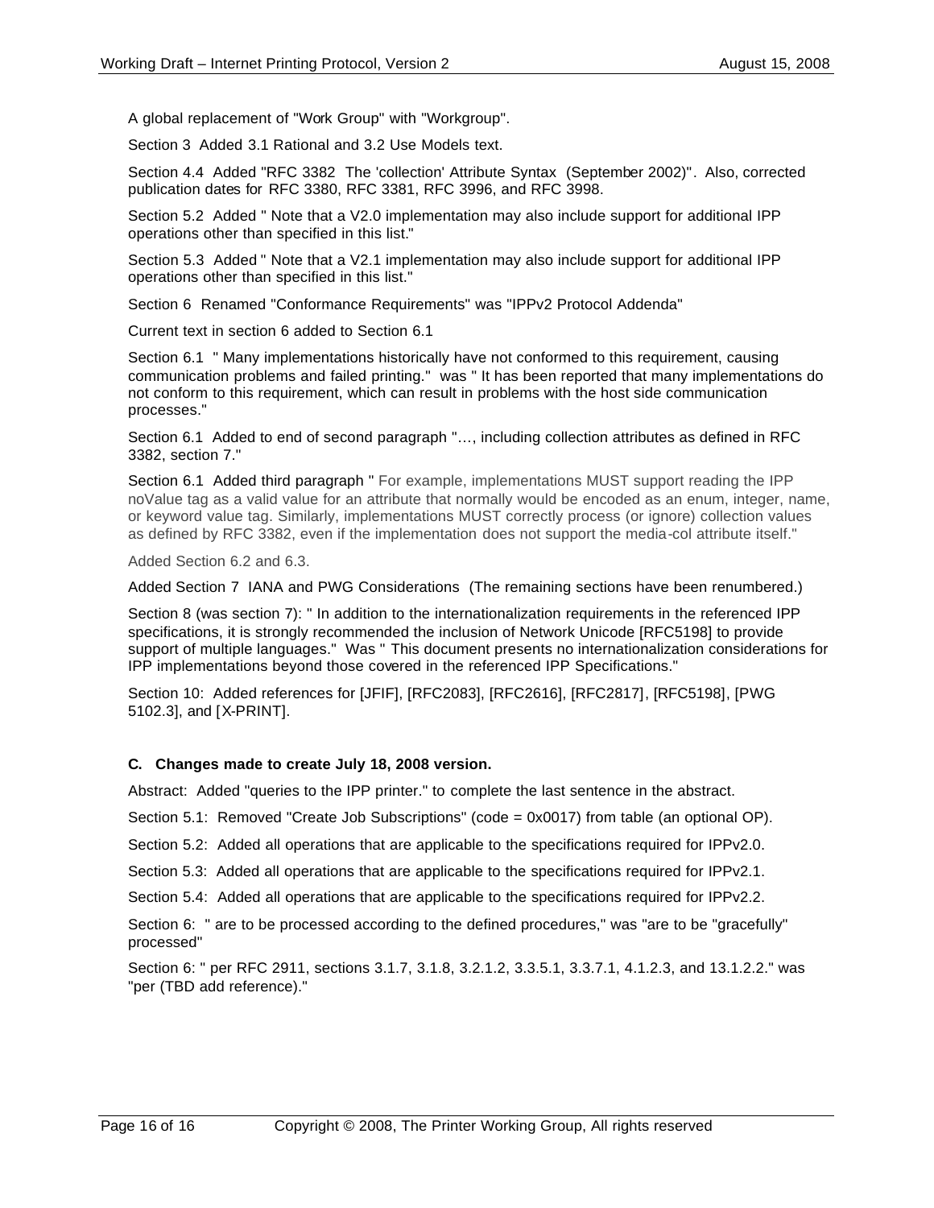A global replacement of "Work Group" with "Workgroup".

Section 3 Added 3.1 Rational and 3.2 Use Models text.

Section 4.4 Added "RFC 3382 The 'collection' Attribute Syntax (September 2002)". Also, corrected publication dates for RFC 3380, RFC 3381, RFC 3996, and RFC 3998.

Section 5.2 Added " Note that a V2.0 implementation may also include support for additional IPP operations other than specified in this list."

Section 5.3 Added " Note that a V2.1 implementation may also include support for additional IPP operations other than specified in this list."

Section 6 Renamed "Conformance Requirements" was "IPPv2 Protocol Addenda"

Current text in section 6 added to Section 6.1

Section 6.1 " Many implementations historically have not conformed to this requirement, causing communication problems and failed printing." was " It has been reported that many implementations do not conform to this requirement, which can result in problems with the host side communication processes."

Section 6.1 Added to end of second paragraph "…, including collection attributes as defined in RFC 3382, section 7."

Section 6.1 Added third paragraph " For example, implementations MUST support reading the IPP noValue tag as a valid value for an attribute that normally would be encoded as an enum, integer, name, or keyword value tag. Similarly, implementations MUST correctly process (or ignore) collection values as defined by RFC 3382, even if the implementation does not support the media-col attribute itself."

Added Section 6.2 and 6.3.

Added Section 7 IANA and PWG Considerations (The remaining sections have been renumbered.)

Section 8 (was section 7): " In addition to the internationalization requirements in the referenced IPP specifications, it is strongly recommended the inclusion of Network Unicode [RFC5198] to provide support of multiple languages." Was " This document presents no internationalization considerations for IPP implementations beyond those covered in the referenced IPP Specifications."

Section 10: Added references for [JFIF], [RFC2083], [RFC2616], [RFC2817], [RFC5198], [PWG 5102.3], and [X-PRINT].

### C. Changes made to create July 18, 2008 version.

Abstract: Added "queries to the IPP printer." to complete the last sentence in the abstract.

Section 5.1: Removed "Create Job Subscriptions" (code = 0x0017) from table (an optional OP).

Section 5.2: Added all operations that are applicable to the specifications required for IPPv2.0.

Section 5.3: Added all operations that are applicable to the specifications required for IPPv2.1.

Section 5.4: Added all operations that are applicable to the specifications required for IPPv2.2.

Section 6: " are to be processed according to the defined procedures," was "are to be "gracefully" processed"

Section 6: " per RFC 2911, sections 3.1.7, 3.1.8, 3.2.1.2, 3.3.5.1, 3.3.7.1, 4.1.2.3, and 13.1.2.2." was "per (TBD add reference)."